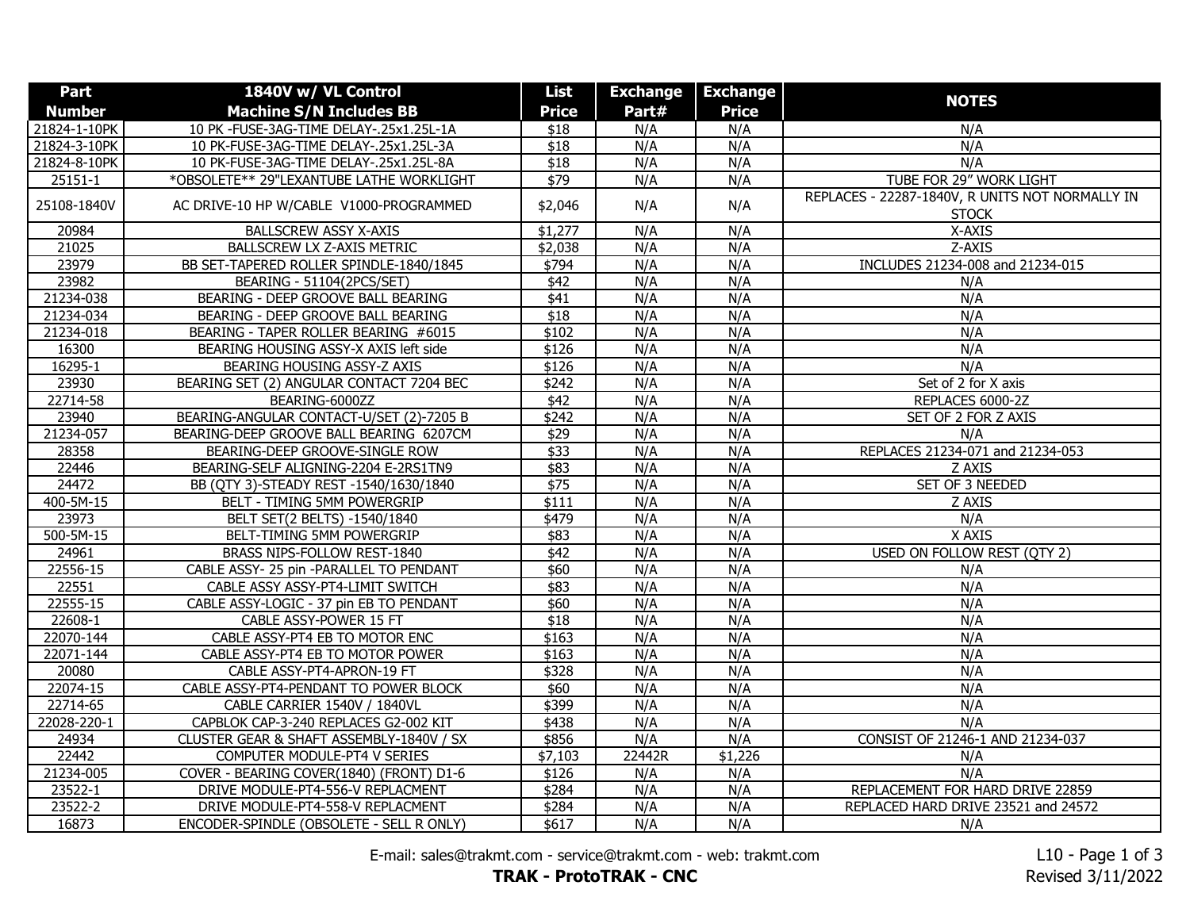| Part Number | 1840V w/ VL Control Machine S/N Includes BB | List Price | Exchange Part# | Exchange Price | NOTES |
|---|---|---|---|---|---|
| 21824-1-10PK | 10 PK -FUSE-3AG-TIME DELAY-.25x1.25L-1A | $18 | N/A | N/A | N/A |
| 21824-3-10PK | 10 PK-FUSE-3AG-TIME DELAY-.25x1.25L-3A | $18 | N/A | N/A | N/A |
| 21824-8-10PK | 10 PK-FUSE-3AG-TIME DELAY-.25x1.25L-8A | $18 | N/A | N/A | N/A |
| 25151-1 | *OBSOLETE** 29"LEXANTUBE LATHE WORKLIGHT | $79 | N/A | N/A | TUBE FOR 29" WORK LIGHT |
| 25108-1840V | AC DRIVE-10 HP W/CABLE V1000-PROGRAMMED | $2,046 | N/A | N/A | REPLACES - 22287-1840V, R UNITS NOT NORMALLY IN STOCK |
| 20984 | BALLSCREW ASSY X-AXIS | $1,277 | N/A | N/A | X-AXIS |
| 21025 | BALLSCREW LX Z-AXIS METRIC | $2,038 | N/A | N/A | Z-AXIS |
| 23979 | BB SET-TAPERED ROLLER SPINDLE-1840/1845 | $794 | N/A | N/A | INCLUDES 21234-008 and 21234-015 |
| 23982 | BEARING - 51104(2PCS/SET) | $42 | N/A | N/A | N/A |
| 21234-038 | BEARING - DEEP GROOVE BALL BEARING | $41 | N/A | N/A | N/A |
| 21234-034 | BEARING - DEEP GROOVE BALL BEARING | $18 | N/A | N/A | N/A |
| 21234-018 | BEARING - TAPER ROLLER BEARING #6015 | $102 | N/A | N/A | N/A |
| 16300 | BEARING HOUSING ASSY-X AXIS left side | $126 | N/A | N/A | N/A |
| 16295-1 | BEARING HOUSING ASSY-Z AXIS | $126 | N/A | N/A | N/A |
| 23930 | BEARING SET (2) ANGULAR CONTACT 7204 BEC | $242 | N/A | N/A | Set of 2 for X axis |
| 22714-58 | BEARING-6000ZZ | $42 | N/A | N/A | REPLACES 6000-2Z |
| 23940 | BEARING-ANGULAR CONTACT-U/SET (2)-7205 B | $242 | N/A | N/A | SET OF 2 FOR Z AXIS |
| 21234-057 | BEARING-DEEP GROOVE BALL BEARING 6207CM | $29 | N/A | N/A | N/A |
| 28358 | BEARING-DEEP GROOVE-SINGLE ROW | $33 | N/A | N/A | REPLACES 21234-071 and 21234-053 |
| 22446 | BEARING-SELF ALIGNING-2204 E-2RS1TN9 | $83 | N/A | N/A | Z AXIS |
| 24472 | BB (QTY 3)-STEADY REST -1540/1630/1840 | $75 | N/A | N/A | SET OF 3 NEEDED |
| 400-5M-15 | BELT - TIMING 5MM POWERGRIP | $111 | N/A | N/A | Z AXIS |
| 23973 | BELT SET(2 BELTS) -1540/1840 | $479 | N/A | N/A | N/A |
| 500-5M-15 | BELT-TIMING 5MM POWERGRIP | $83 | N/A | N/A | X AXIS |
| 24961 | BRASS NIPS-FOLLOW REST-1840 | $42 | N/A | N/A | USED ON FOLLOW REST (QTY 2) |
| 22556-15 | CABLE ASSY- 25 pin -PARALLEL TO PENDANT | $60 | N/A | N/A | N/A |
| 22551 | CABLE ASSY ASSY-PT4-LIMIT SWITCH | $83 | N/A | N/A | N/A |
| 22555-15 | CABLE ASSY-LOGIC - 37 pin EB TO PENDANT | $60 | N/A | N/A | N/A |
| 22608-1 | CABLE ASSY-POWER 15 FT | $18 | N/A | N/A | N/A |
| 22070-144 | CABLE ASSY-PT4 EB TO MOTOR ENC | $163 | N/A | N/A | N/A |
| 22071-144 | CABLE ASSY-PT4 EB TO MOTOR POWER | $163 | N/A | N/A | N/A |
| 20080 | CABLE ASSY-PT4-APRON-19 FT | $328 | N/A | N/A | N/A |
| 22074-15 | CABLE ASSY-PT4-PENDANT TO POWER BLOCK | $60 | N/A | N/A | N/A |
| 22714-65 | CABLE CARRIER 1540V / 1840VL | $399 | N/A | N/A | N/A |
| 22028-220-1 | CAPBLOK CAP-3-240 REPLACES G2-002 KIT | $438 | N/A | N/A | N/A |
| 24934 | CLUSTER GEAR & SHAFT ASSEMBLY-1840V / SX | $856 | N/A | N/A | CONSIST OF 21246-1 AND 21234-037 |
| 22442 | COMPUTER MODULE-PT4 V SERIES | $7,103 | 22442R | $1,226 | N/A |
| 21234-005 | COVER - BEARING COVER(1840) (FRONT) D1-6 | $126 | N/A | N/A | N/A |
| 23522-1 | DRIVE MODULE-PT4-556-V REPLACMENT | $284 | N/A | N/A | REPLACEMENT FOR HARD DRIVE 22859 |
| 23522-2 | DRIVE MODULE-PT4-558-V REPLACMENT | $284 | N/A | N/A | REPLACED HARD DRIVE 23521 and 24572 |
| 16873 | ENCODER-SPINDLE (OBSOLETE - SELL R ONLY) | $617 | N/A | N/A | N/A |

E-mail: sales@trakmt.com - service@trakmt.com - web: trakmt.com

**TRAK - ProtoTRAK - CNC**

Revised 3/11/2022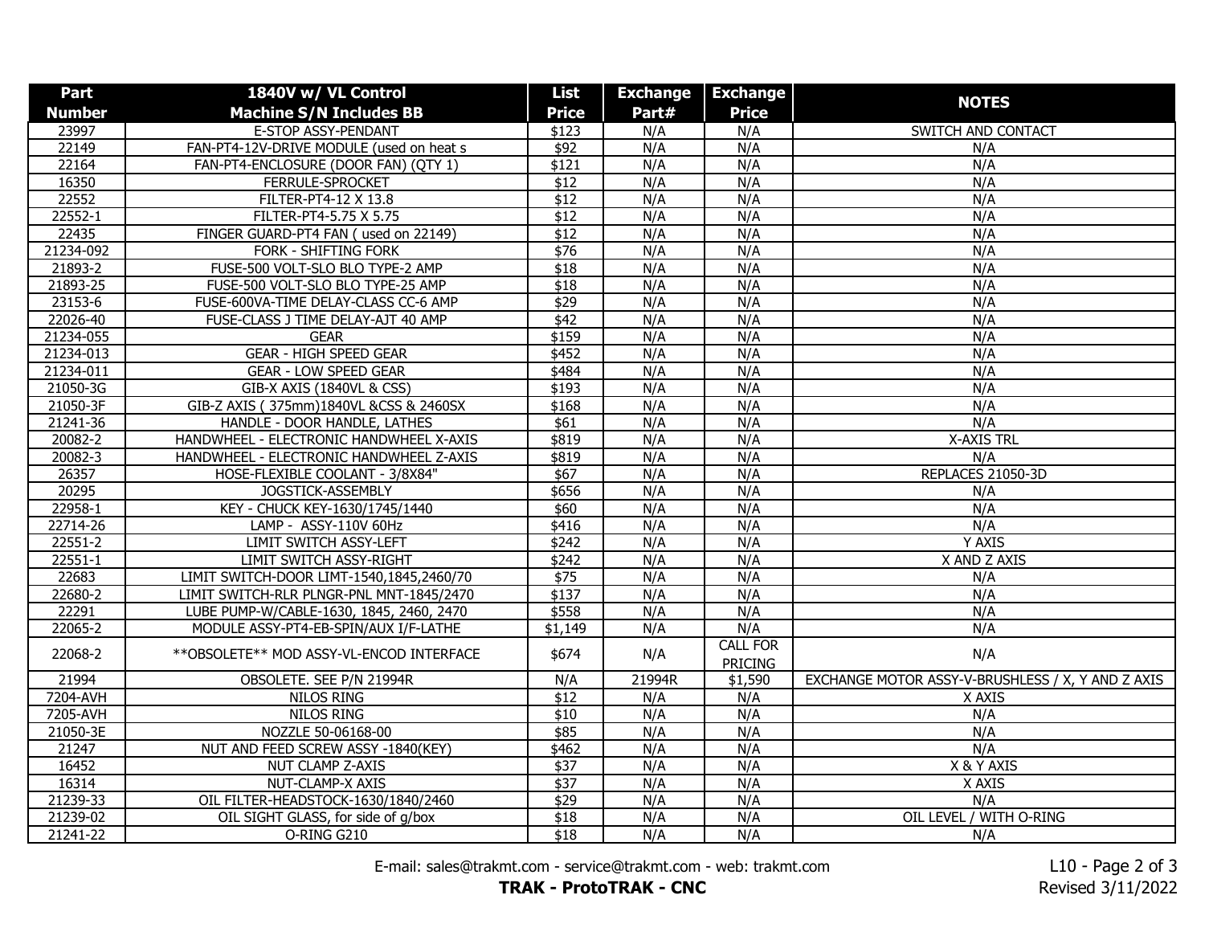| Part Number | 1840V w/ VL Control Machine S/N Includes BB | List Price | Exchange Part# | Exchange Price | NOTES |
|---|---|---|---|---|---|
| 23997 | E-STOP ASSY-PENDANT | $123 | N/A | N/A | SWITCH AND CONTACT |
| 22149 | FAN-PT4-12V-DRIVE MODULE (used on heat s | $92 | N/A | N/A | N/A |
| 22164 | FAN-PT4-ENCLOSURE (DOOR FAN) (QTY 1) | $121 | N/A | N/A | N/A |
| 16350 | FERRULE-SPROCKET | $12 | N/A | N/A | N/A |
| 22552 | FILTER-PT4-12 X 13.8 | $12 | N/A | N/A | N/A |
| 22552-1 | FILTER-PT4-5.75 X 5.75 | $12 | N/A | N/A | N/A |
| 22435 | FINGER GUARD-PT4 FAN ( used on 22149) | $12 | N/A | N/A | N/A |
| 21234-092 | FORK - SHIFTING FORK | $76 | N/A | N/A | N/A |
| 21893-2 | FUSE-500 VOLT-SLO BLO TYPE-2 AMP | $18 | N/A | N/A | N/A |
| 21893-25 | FUSE-500 VOLT-SLO BLO TYPE-25 AMP | $18 | N/A | N/A | N/A |
| 23153-6 | FUSE-600VA-TIME DELAY-CLASS CC-6 AMP | $29 | N/A | N/A | N/A |
| 22026-40 | FUSE-CLASS J TIME DELAY-AJT 40 AMP | $42 | N/A | N/A | N/A |
| 21234-055 | GEAR | $159 | N/A | N/A | N/A |
| 21234-013 | GEAR - HIGH SPEED GEAR | $452 | N/A | N/A | N/A |
| 21234-011 | GEAR - LOW SPEED GEAR | $484 | N/A | N/A | N/A |
| 21050-3G | GIB-X AXIS (1840VL & CSS) | $193 | N/A | N/A | N/A |
| 21050-3F | GIB-Z AXIS ( 375mm)1840VL &CSS & 2460SX | $168 | N/A | N/A | N/A |
| 21241-36 | HANDLE - DOOR HANDLE, LATHES | $61 | N/A | N/A | N/A |
| 20082-2 | HANDWHEEL - ELECTRONIC HANDWHEEL X-AXIS | $819 | N/A | N/A | X-AXIS TRL |
| 20082-3 | HANDWHEEL - ELECTRONIC HANDWHEEL Z-AXIS | $819 | N/A | N/A | N/A |
| 26357 | HOSE-FLEXIBLE COOLANT - 3/8X84" | $67 | N/A | N/A | REPLACES 21050-3D |
| 20295 | JOGSTICK-ASSEMBLY | $656 | N/A | N/A | N/A |
| 22958-1 | KEY - CHUCK KEY-1630/1745/1440 | $60 | N/A | N/A | N/A |
| 22714-26 | LAMP - ASSY-110V 60Hz | $416 | N/A | N/A | N/A |
| 22551-2 | LIMIT SWITCH ASSY-LEFT | $242 | N/A | N/A | Y AXIS |
| 22551-1 | LIMIT SWITCH ASSY-RIGHT | $242 | N/A | N/A | X AND Z AXIS |
| 22683 | LIMIT SWITCH-DOOR LIMT-1540,1845,2460/70 | $75 | N/A | N/A | N/A |
| 22680-2 | LIMIT SWITCH-RLR PLNGR-PNL MNT-1845/2470 | $137 | N/A | N/A | N/A |
| 22291 | LUBE PUMP-W/CABLE-1630, 1845, 2460, 2470 | $558 | N/A | N/A | N/A |
| 22065-2 | MODULE ASSY-PT4-EB-SPIN/AUX I/F-LATHE | $1,149 | N/A | N/A | N/A |
| 22068-2 | **OBSOLETE** MOD ASSY-VL-ENCOD INTERFACE | $674 | N/A | CALL FOR PRICING | N/A |
| 21994 | OBSOLETE. SEE P/N 21994R | N/A | 21994R | $1,590 | EXCHANGE MOTOR ASSY-V-BRUSHLESS / X, Y AND Z AXIS |
| 7204-AVH | NILOS RING | $12 | N/A | N/A | X AXIS |
| 7205-AVH | NILOS RING | $10 | N/A | N/A | N/A |
| 21050-3E | NOZZLE 50-06168-00 | $85 | N/A | N/A | N/A |
| 21247 | NUT AND FEED SCREW ASSY -1840(KEY) | $462 | N/A | N/A | N/A |
| 16452 | NUT CLAMP Z-AXIS | $37 | N/A | N/A | X & Y AXIS |
| 16314 | NUT-CLAMP-X AXIS | $37 | N/A | N/A | X AXIS |
| 21239-33 | OIL FILTER-HEADSTOCK-1630/1840/2460 | $29 | N/A | N/A | N/A |
| 21239-02 | OIL SIGHT GLASS, for side of g/box | $18 | N/A | N/A | OIL LEVEL / WITH O-RING |
| 21241-22 | O-RING G210 | $18 | N/A | N/A | N/A |

E-mail: sales@trakmt.com - service@trakmt.com - web: trakmt.com

**TRAK - ProtoTRAK - CNC**

Revised 3/11/2022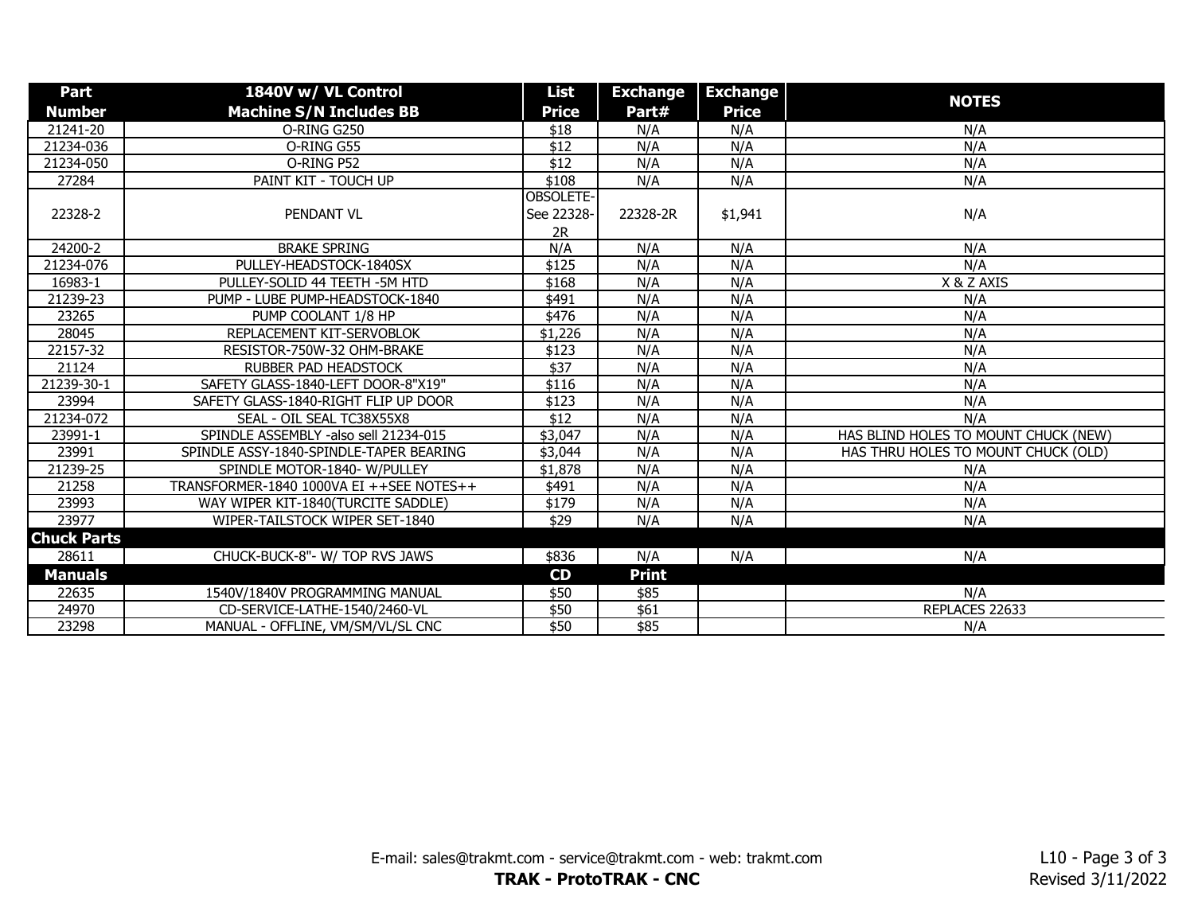| Part Number | 1840V w/ VL Control Machine S/N Includes BB | List Price | Exchange Part# | Exchange Price | NOTES |
|---|---|---|---|---|---|
| 21241-20 | O-RING G250 | $18 | N/A | N/A | N/A |
| 21234-036 | O-RING G55 | $12 | N/A | N/A | N/A |
| 21234-050 | O-RING P52 | $12 | N/A | N/A | N/A |
| 27284 | PAINT KIT - TOUCH UP | $108 | N/A | N/A | N/A |
| 22328-2 | PENDANT VL | OBSOLETE-See 22328-2R | 22328-2R | $1,941 | N/A |
| 24200-2 | BRAKE SPRING | N/A | N/A | N/A | N/A |
| 21234-076 | PULLEY-HEADSTOCK-1840SX | $125 | N/A | N/A | N/A |
| 16983-1 | PULLEY-SOLID 44 TEETH -5M HTD | $168 | N/A | N/A | X & Z AXIS |
| 21239-23 | PUMP - LUBE PUMP-HEADSTOCK-1840 | $491 | N/A | N/A | N/A |
| 23265 | PUMP COOLANT 1/8 HP | $476 | N/A | N/A | N/A |
| 28045 | REPLACEMENT KIT-SERVOBLOK | $1,226 | N/A | N/A | N/A |
| 22157-32 | RESISTOR-750W-32 OHM-BRAKE | $123 | N/A | N/A | N/A |
| 21124 | RUBBER PAD HEADSTOCK | $37 | N/A | N/A | N/A |
| 21239-30-1 | SAFETY GLASS-1840-LEFT DOOR-8"X19" | $116 | N/A | N/A | N/A |
| 23994 | SAFETY GLASS-1840-RIGHT FLIP UP DOOR | $123 | N/A | N/A | N/A |
| 21234-072 | SEAL - OIL SEAL TC38X55X8 | $12 | N/A | N/A | N/A |
| 23991-1 | SPINDLE ASSEMBLY -also sell 21234-015 | $3,047 | N/A | N/A | HAS BLIND HOLES TO MOUNT CHUCK (NEW) |
| 23991 | SPINDLE ASSY-1840-SPINDLE-TAPER BEARING | $3,044 | N/A | N/A | HAS THRU HOLES TO MOUNT CHUCK (OLD) |
| 21239-25 | SPINDLE MOTOR-1840- W/PULLEY | $1,878 | N/A | N/A | N/A |
| 21258 | TRANSFORMER-1840 1000VA EI ++SEE NOTES++ | $491 | N/A | N/A | N/A |
| 23993 | WAY WIPER KIT-1840(TURCITE SADDLE) | $179 | N/A | N/A | N/A |
| 23977 | WIPER-TAILSTOCK WIPER SET-1840 | $29 | N/A | N/A | N/A |
| **Chuck Parts** | | | | | |
| 28611 | CHUCK-BUCK-8"- W/ TOP RVS JAWS | $836 | N/A | N/A | N/A |
| **Manuals** | | **CD** | **Print** | | |
| 22635 | 1540V/1840V PROGRAMMING MANUAL | $50 | $85 | | N/A |
| 24970 | CD-SERVICE-LATHE-1540/2460-VL | $50 | $61 | | REPLACES 22633 |
| 23298 | MANUAL - OFFLINE, VM/SM/VL/SL CNC | $50 | $85 | | N/A |

E-mail: sales@trakmt.com - service@trakmt.com - web: trakmt.com

**TRAK - ProtoTRAK - CNC**

L10 - Page 3 of 3
Revised 3/11/2022